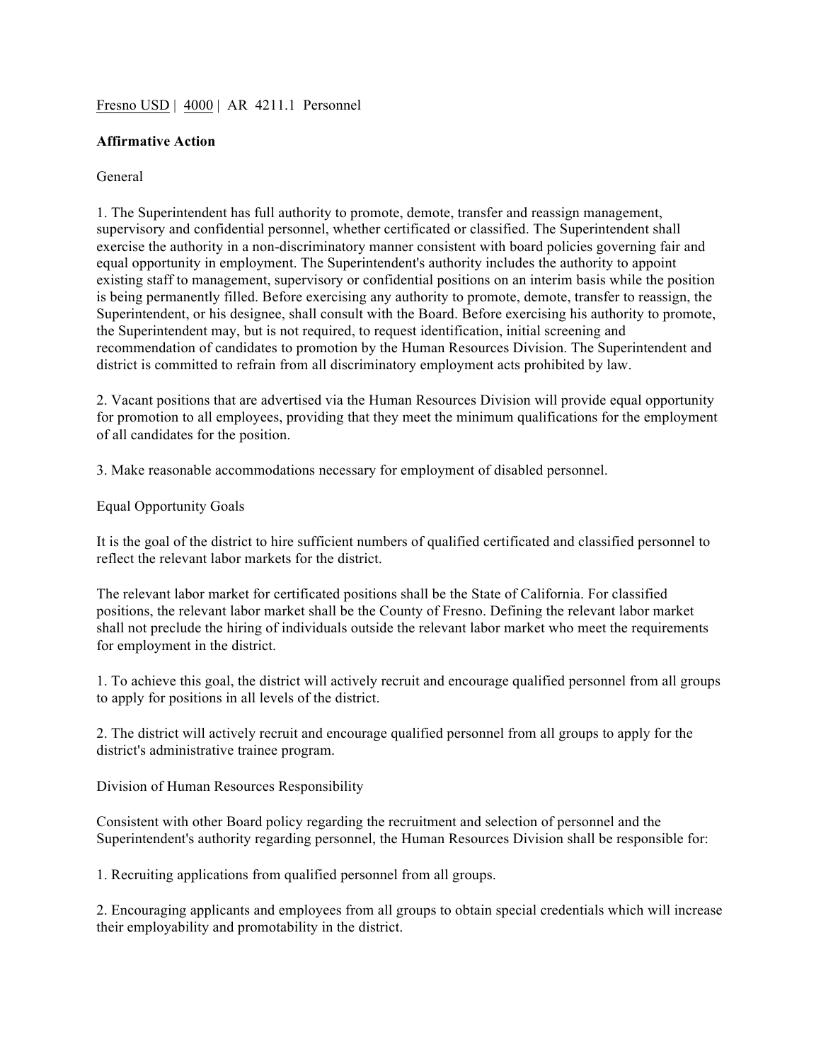Fresno USD | 4000 | AR 4211.1 Personnel

**Affirmative Action**

General

1. The Superintendent has full authority to promote, demote, transfer and reassign management, supervisory and confidential personnel, whether certificated or classified. The Superintendent shall exercise the authority in a non-discriminatory manner consistent with board policies governing fair and equal opportunity in employment. The Superintendent's authority includes the authority to appoint existing staff to management, supervisory or confidential positions on an interim basis while the position is being permanently filled. Before exercising any authority to promote, demote, transfer to reassign, the Superintendent, or his designee, shall consult with the Board. Before exercising his authority to promote, the Superintendent may, but is not required, to request identification, initial screening and recommendation of candidates to promotion by the Human Resources Division. The Superintendent and district is committed to refrain from all discriminatory employment acts prohibited by law.

2. Vacant positions that are advertised via the Human Resources Division will provide equal opportunity for promotion to all employees, providing that they meet the minimum qualifications for the employment of all candidates for the position.

3. Make reasonable accommodations necessary for employment of disabled personnel.

Equal Opportunity Goals

It is the goal of the district to hire sufficient numbers of qualified certificated and classified personnel to reflect the relevant labor markets for the district.

The relevant labor market for certificated positions shall be the State of California. For classified positions, the relevant labor market shall be the County of Fresno. Defining the relevant labor market shall not preclude the hiring of individuals outside the relevant labor market who meet the requirements for employment in the district.

1. To achieve this goal, the district will actively recruit and encourage qualified personnel from all groups to apply for positions in all levels of the district.

2. The district will actively recruit and encourage qualified personnel from all groups to apply for the district's administrative trainee program.

Division of Human Resources Responsibility

Consistent with other Board policy regarding the recruitment and selection of personnel and the Superintendent's authority regarding personnel, the Human Resources Division shall be responsible for:

1. Recruiting applications from qualified personnel from all groups.

2. Encouraging applicants and employees from all groups to obtain special credentials which will increase their employability and promotability in the district.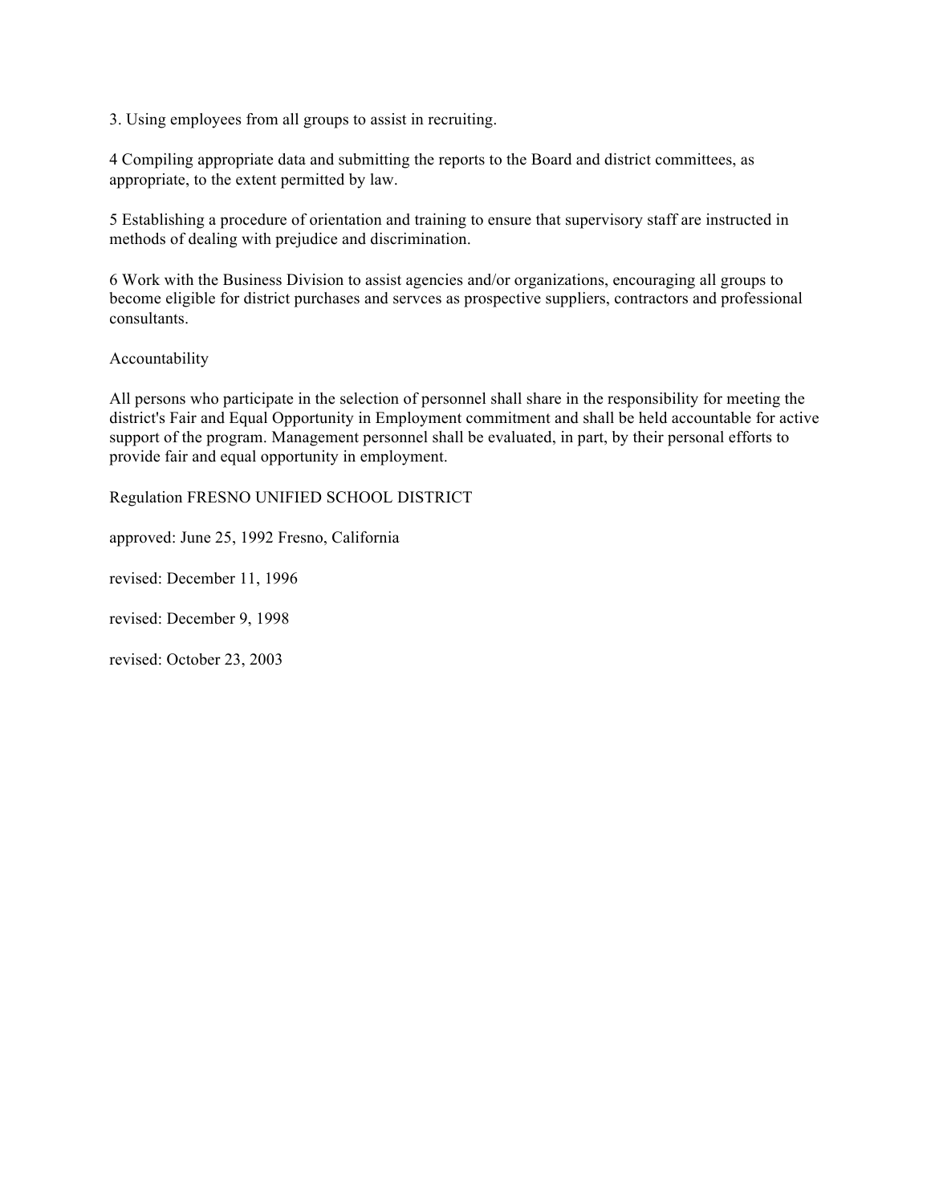3. Using employees from all groups to assist in recruiting.

4 Compiling appropriate data and submitting the reports to the Board and district committees, as appropriate, to the extent permitted by law.

5 Establishing a procedure of orientation and training to ensure that supervisory staff are instructed in methods of dealing with prejudice and discrimination.

6 Work with the Business Division to assist agencies and/or organizations, encouraging all groups to become eligible for district purchases and servces as prospective suppliers, contractors and professional consultants.

Accountability

All persons who participate in the selection of personnel shall share in the responsibility for meeting the district's Fair and Equal Opportunity in Employment commitment and shall be held accountable for active support of the program. Management personnel shall be evaluated, in part, by their personal efforts to provide fair and equal opportunity in employment.

Regulation FRESNO UNIFIED SCHOOL DISTRICT

approved: June 25, 1992 Fresno, California

revised: December 11, 1996

revised: December 9, 1998

revised: October 23, 2003